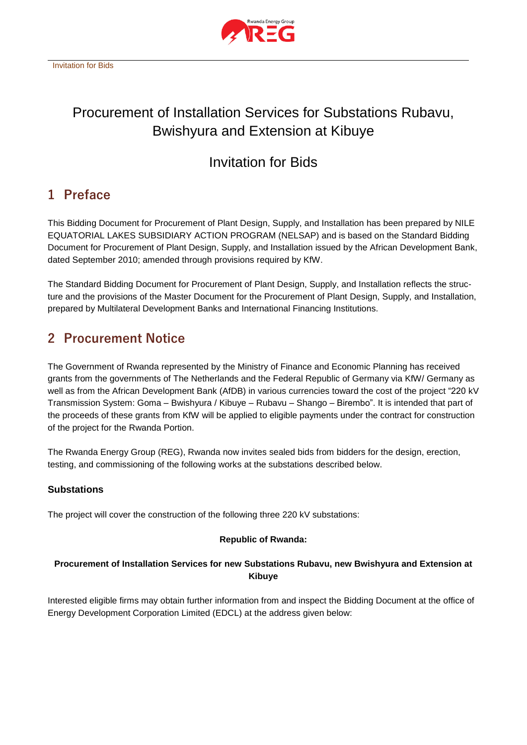# Procurement of Installation Services for Substations Rubavu, Bwishyura and Extension at Kibuye

# Invitation for Bids

## 1 Preface

This Bidding Document for Procurement of Plant Design, Supply, and Installation has been prepared by NILE EQUATORIAL LAKES SUBSIDIARY ACTION PROGRAM (NELSAP) and is based on the Standard Bidding Document for Procurement of Plant Design, Supply, and Installation issued by the African Development Bank, dated September 2010; amended through provisions required by KfW.

The Standard Bidding Document for Procurement of Plant Design, Supply, and Installation reflects the structure and the provisions of the Master Document for the Procurement of Plant Design, Supply, and Installation, prepared by Multilateral Development Banks and International Financing Institutions.

## 2 Procurement Notice

The Government of Rwanda represented by the Ministry of Finance and Economic Planning has received grants from the governments of The Netherlands and the Federal Republic of Germany via KfW/ Germany as well as from the African Development Bank (AfDB) in various currencies toward the cost of the project "220 kV Transmission System: Goma – Bwishyura / Kibuye – Rubavu – Shango – Birembo". It is intended that part of the proceeds of these grants from KfW will be applied to eligible payments under the contract for construction of the project for the Rwanda Portion.

The Rwanda Energy Group (REG), Rwanda now invites sealed bids from bidders for the design, erection, testing, and commissioning of the following works at the substations described below.

### Substations

The project will cover the construction of the following three 220 kV substations:

**Republic of Rwanda:**

**Procurement of Installation Services for new Substations Rubavu, new Bwishyura and Extension at Kibuye**

Interested eligible firms may obtain further information from and inspect the Bidding Document at the office of Energy Development Corporation Limited (EDCL) at the address given below: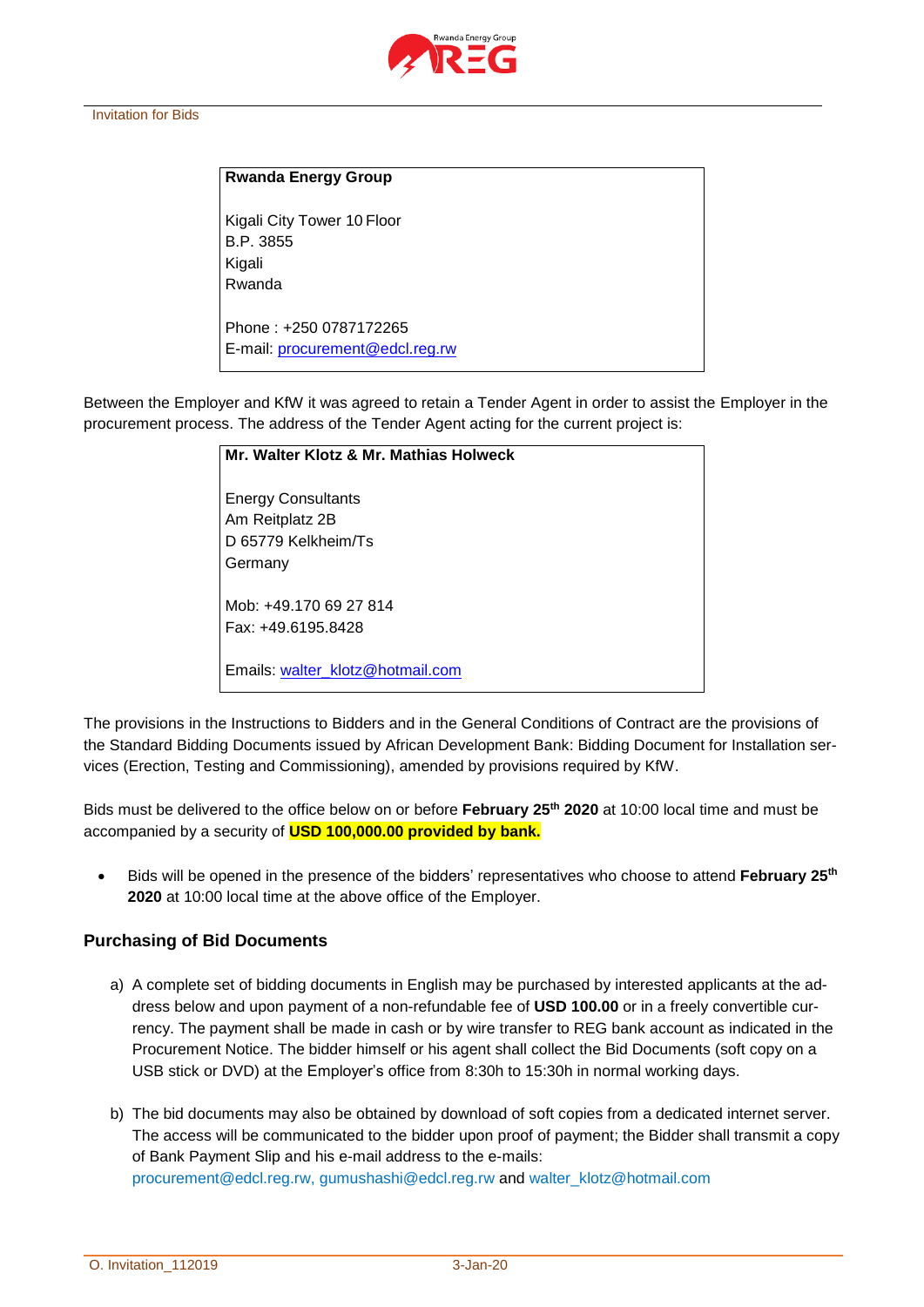**Rwanda Energy Group**

Kigali City Tower 10 Floor
B.P. 3855
Kigali
Rwanda

Phone : +250 0787172265
E-mail: procurement@edcl.reg.rw

Between the Employer and KfW it was agreed to retain a Tender Agent in order to assist the Employer in the procurement process. The address of the Tender Agent acting for the current project is:

**Mr. Walter Klotz & Mr. Mathias Holweck**

Energy Consultants
Am Reitplatz 2B
D 65779 Kelkheim/Ts
Germany

Mob: +49.170 69 27 814
Fax: +49.6195.8428

Emails: walter_klotz@hotmail.com

The provisions in the Instructions to Bidders and in the General Conditions of Contract are the provisions of the Standard Bidding Documents issued by African Development Bank: Bidding Document for Installation services (Erection, Testing and Commissioning), amended by provisions required by KfW.

Bids must be delivered to the office below on or before **February 25th 2020** at 10:00 local time and must be accompanied by a security of **USD 100,000.00 provided by bank.**

- Bids will be opened in the presence of the bidders' representatives who choose to attend **February 25th 2020** at 10:00 local time at the above office of the Employer.

## Purchasing of Bid Documents

a) A complete set of bidding documents in English may be purchased by interested applicants at the address below and upon payment of a non-refundable fee of **USD 100.00** or in a freely convertible currency. The payment shall be made in cash or by wire transfer to REG bank account as indicated in the Procurement Notice. The bidder himself or his agent shall collect the Bid Documents (soft copy on a USB stick or DVD) at the Employer's office from 8:30h to 15:30h in normal working days.

b) The bid documents may also be obtained by download of soft copies from a dedicated internet server. The access will be communicated to the bidder upon proof of payment; the Bidder shall transmit a copy of Bank Payment Slip and his e-mail address to the e-mails: procurement@edcl.reg.rw, gumushashi@edcl.reg.rw and walter_klotz@hotmail.com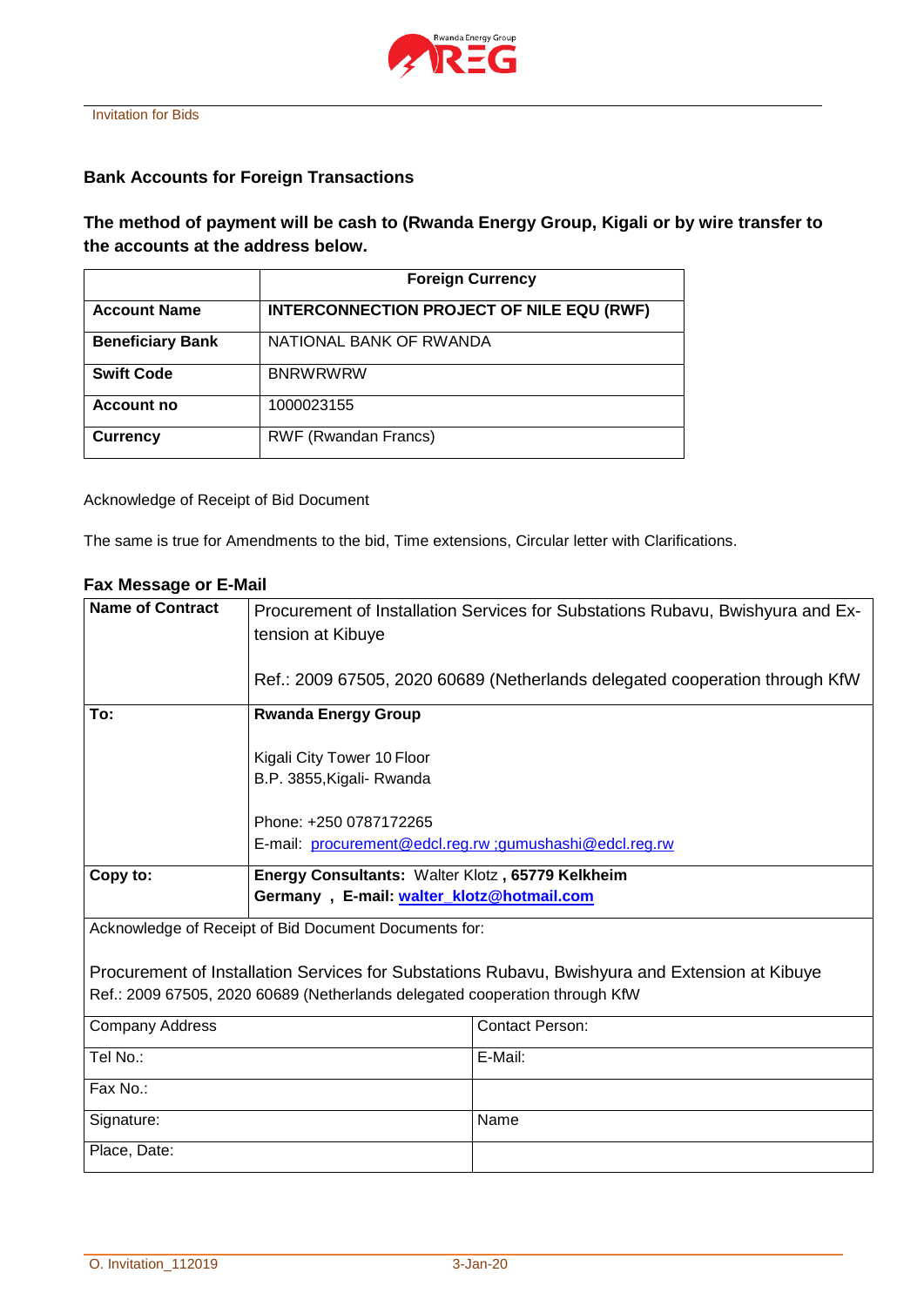## Bank Accounts for Foreign Transactions

**The method of payment will be cash to (Rwanda Energy Group, Kigali or by wire transfer to the accounts at the address below.**

| | **Foreign Currency** |
|---|---|
| **Account Name** | **INTERCONNECTION PROJECT OF NILE EQU (RWF)** |
| **Beneficiary Bank** | NATIONAL BANK OF RWANDA |
| **Swift Code** | BNRWRWRW |
| **Account no** | 1000023155 |
| **Currency** | RWF (Rwandan Francs) |

Acknowledge of Receipt of Bid Document

The same is true for Amendments to the bid, Time extensions, Circular letter with Clarifications.

### Fax Message or E-Mail

| | |
|---|---|
| **Name of Contract** | Procurement of Installation Services for Substations Rubavu, Bwishyura and Extension at Kibuye<br><br>Ref.: 2009 67505, 2020 60689 (Netherlands delegated cooperation through KfW |
| **To:** | **Rwanda Energy Group**<br><br>Kigali City Tower 10 Floor<br>B.P. 3855,Kigali- Rwanda<br><br>Phone: +250 0787172265<br>E-mail: procurement@edcl.reg.rw ;gumushashi@edcl.reg.rw |
| **Copy to:** | **Energy Consultants:** Walter Klotz **, 65779 Kelkheim Germany , E-mail: walter_klotz@hotmail.com** |

Acknowledge of Receipt of Bid Document Documents for:

Procurement of Installation Services for Substations Rubavu, Bwishyura and Extension at Kibuye
Ref.: 2009 67505, 2020 60689 (Netherlands delegated cooperation through KfW

| | |
|---|---|
| Company Address | Contact Person: |
| Tel No.: | E-Mail: |
| Fax No.: | |
| Signature: | Name |
| Place, Date: | |